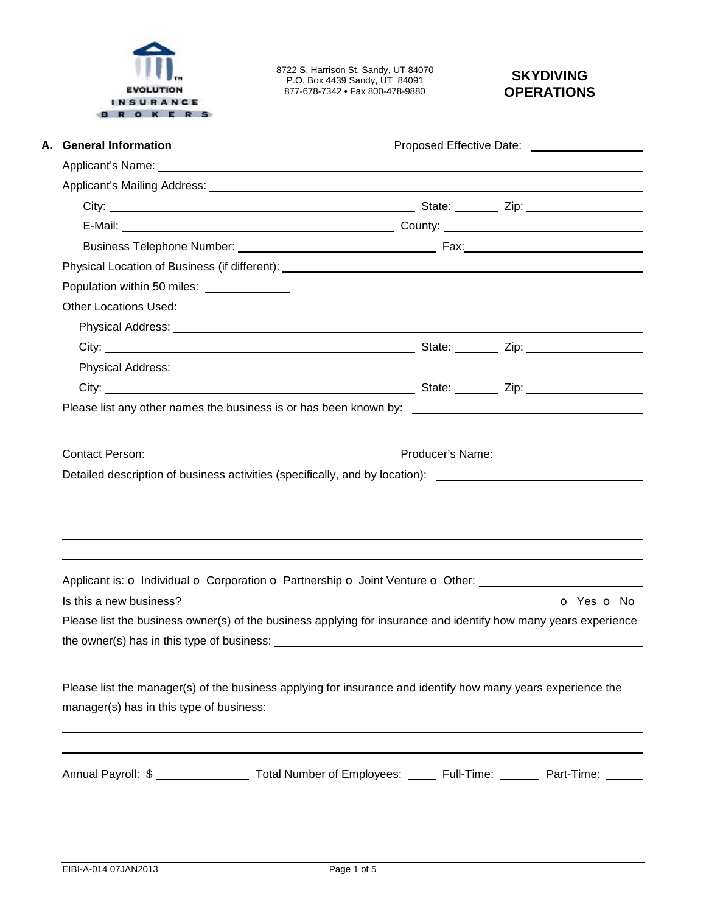EVOLUTION INSURANCE BROKERS

8722 S. Harrison St. Sandy, UT 84070
P.O. Box 4439 Sandy, UT 84091
877-678-7342 • Fax 800-478-9880

# SKYDIVING OPERATIONS

## A. General Information

Proposed Effective Date: ________________

Applicant's Name: ________________________________________________

Applicant's Mailing Address: ________________________________________________

City: ______________________________ State: ________ Zip: ________________

E-Mail: ______________________________ County: ________________________

Business Telephone Number: ______________________________ Fax: ________________________

Physical Location of Business (if different): ________________________________________________

Population within 50 miles: ______________

Other Locations Used:

Physical Address: ________________________________________________

City: ______________________________ State: ________ Zip: ________________

Physical Address: ________________________________________________

City: ______________________________ State: ________ Zip: ________________

Please list any other names the business is or has been known by: ________________________________________________

________________________________________________________________________________

Contact Person: ______________________________ Producer's Name: ________________________

Detailed description of business activities (specifically, and by location): ________________________________________________

________________________________________________________________________________

________________________________________________________________________________

________________________________________________________________________________

________________________________________________________________________________

Applicant is: o Individual o Corporation o Partnership o Joint Venture o Other: ________________________

Is this a new business? o Yes o No

Please list the business owner(s) of the business applying for insurance and identify how many years experience the owner(s) has in this type of business: ________________________________________________

________________________________________________________________________________

Please list the manager(s) of the business applying for insurance and identify how many years experience the manager(s) has in this type of business: ________________________________________________

________________________________________________________________________________

________________________________________________________________________________

Annual Payroll: $ ______________ Total Number of Employees: _____ Full-Time: ______ Part-Time: ______

EIBI-A-014 07JAN2013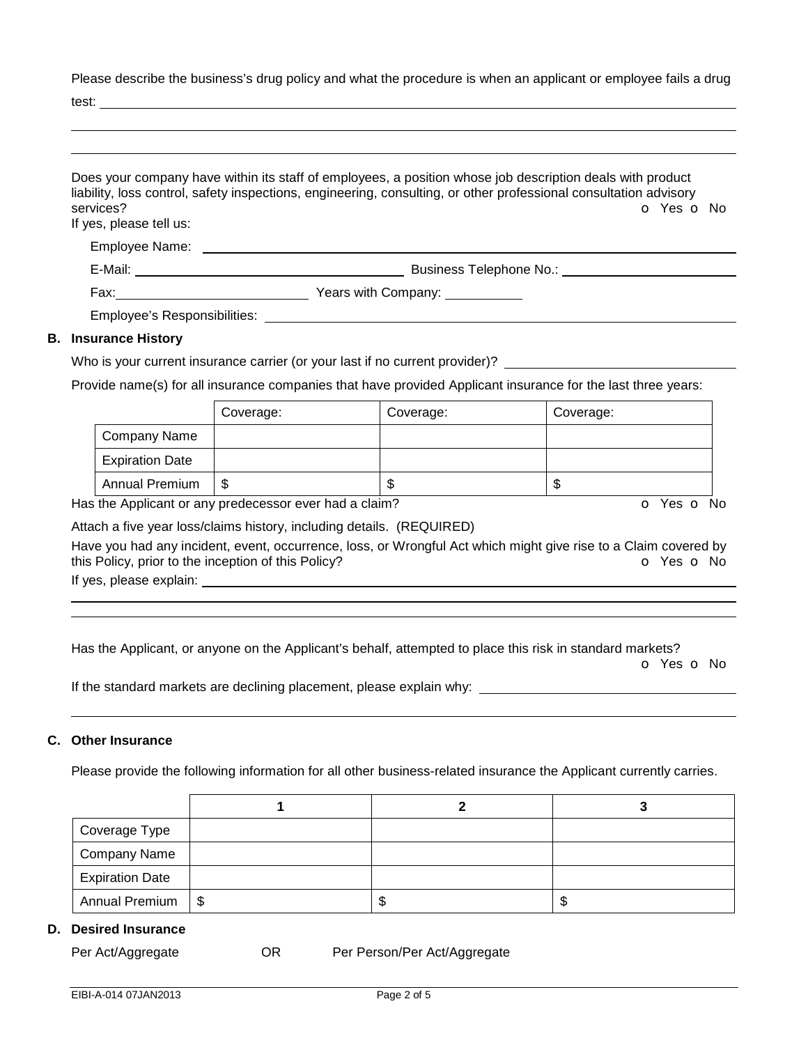Please describe the business's drug policy and what the procedure is when an applicant or employee fails a drug test: \_\_\_\_\_\_\_\_\_\_\_\_\_\_\_\_\_\_\_\_\_\_\_\_\_\_\_\_\_\_\_\_\_\_\_\_\_\_\_\_\_\_\_\_

\_\_\_\_\_\_\_\_\_\_\_\_\_\_\_\_\_\_\_\_\_\_\_\_\_\_\_\_\_\_\_\_\_\_\_\_\_\_\_\_\_\_\_\_\_\_\_\_\_\_\_\_\_\_\_\_

\_\_\_\_\_\_\_\_\_\_\_\_\_\_\_\_\_\_\_\_\_\_\_\_\_\_\_\_\_\_\_\_\_\_\_\_\_\_\_\_\_\_\_\_\_\_\_\_\_\_\_\_\_\_\_\_

Does your company have within its staff of employees, a position whose job description deals with product liability, loss control, safety inspections, engineering, consulting, or other professional consultation advisory services? o Yes o No

If yes, please tell us:

Employee Name: \_\_\_\_\_\_\_\_\_\_\_\_\_\_\_\_\_\_\_\_\_\_\_\_\_\_\_\_\_\_\_\_\_\_\_\_\_\_\_\_

E-Mail: \_\_\_\_\_\_\_\_\_\_\_\_\_\_\_\_\_\_\_\_ Business Telephone No.: \_\_\_\_\_\_\_\_\_\_\_\_\_\_\_\_\_\_\_\_

Fax: \_\_\_\_\_\_\_\_\_\_\_\_\_\_\_\_ Years with Company: \_\_\_\_\_\_\_\_

Employee's Responsibilities: \_\_\_\_\_\_\_\_\_\_\_\_\_\_\_\_\_\_\_\_\_\_\_\_\_\_\_\_\_\_\_\_\_\_\_\_

## B. Insurance History

Who is your current insurance carrier (or your last if no current provider)? \_\_\_\_\_\_\_\_\_\_\_\_\_\_\_\_\_\_\_\_

Provide name(s) for all insurance companies that have provided Applicant insurance for the last three years:

| | Coverage: | Coverage: | Coverage: |
|---|---|---|---|
| Company Name | | | |
| Expiration Date | | | |
| Annual Premium | $ | $ | $ |

Has the Applicant or any predecessor ever had a claim? o Yes o No

Attach a five year loss/claims history, including details. (REQUIRED)

Have you had any incident, event, occurrence, loss, or Wrongful Act which might give rise to a Claim covered by this Policy, prior to the inception of this Policy? o Yes o No

If yes, please explain: \_\_\_\_\_\_\_\_\_\_\_\_\_\_\_\_\_\_\_\_\_\_\_\_\_\_\_\_\_\_\_\_\_\_\_\_\_\_\_\_\_\_\_\_

\_\_\_\_\_\_\_\_\_\_\_\_\_\_\_\_\_\_\_\_\_\_\_\_\_\_\_\_\_\_\_\_\_\_\_\_\_\_\_\_\_\_\_\_\_\_\_\_\_\_\_\_\_\_\_\_

\_\_\_\_\_\_\_\_\_\_\_\_\_\_\_\_\_\_\_\_\_\_\_\_\_\_\_\_\_\_\_\_\_\_\_\_\_\_\_\_\_\_\_\_\_\_\_\_\_\_\_\_\_\_\_\_

Has the Applicant, or anyone on the Applicant's behalf, attempted to place this risk in standard markets? o Yes o No

If the standard markets are declining placement, please explain why: \_\_\_\_\_\_\_\_\_\_\_\_\_\_\_\_\_\_\_\_

\_\_\_\_\_\_\_\_\_\_\_\_\_\_\_\_\_\_\_\_\_\_\_\_\_\_\_\_\_\_\_\_\_\_\_\_\_\_\_\_\_\_\_\_\_\_\_\_\_\_\_\_\_\_\_\_

## C. Other Insurance

Please provide the following information for all other business-related insurance the Applicant currently carries.

| | 1 | 2 | 3 |
|---|---|---|---|
| Coverage Type | | | |
| Company Name | | | |
| Expiration Date | | | |
| Annual Premium | $ | $ | $ |

## D. Desired Insurance

Per Act/Aggregate OR Per Person/Per Act/Aggregate

EIBI-A-014 07JAN2013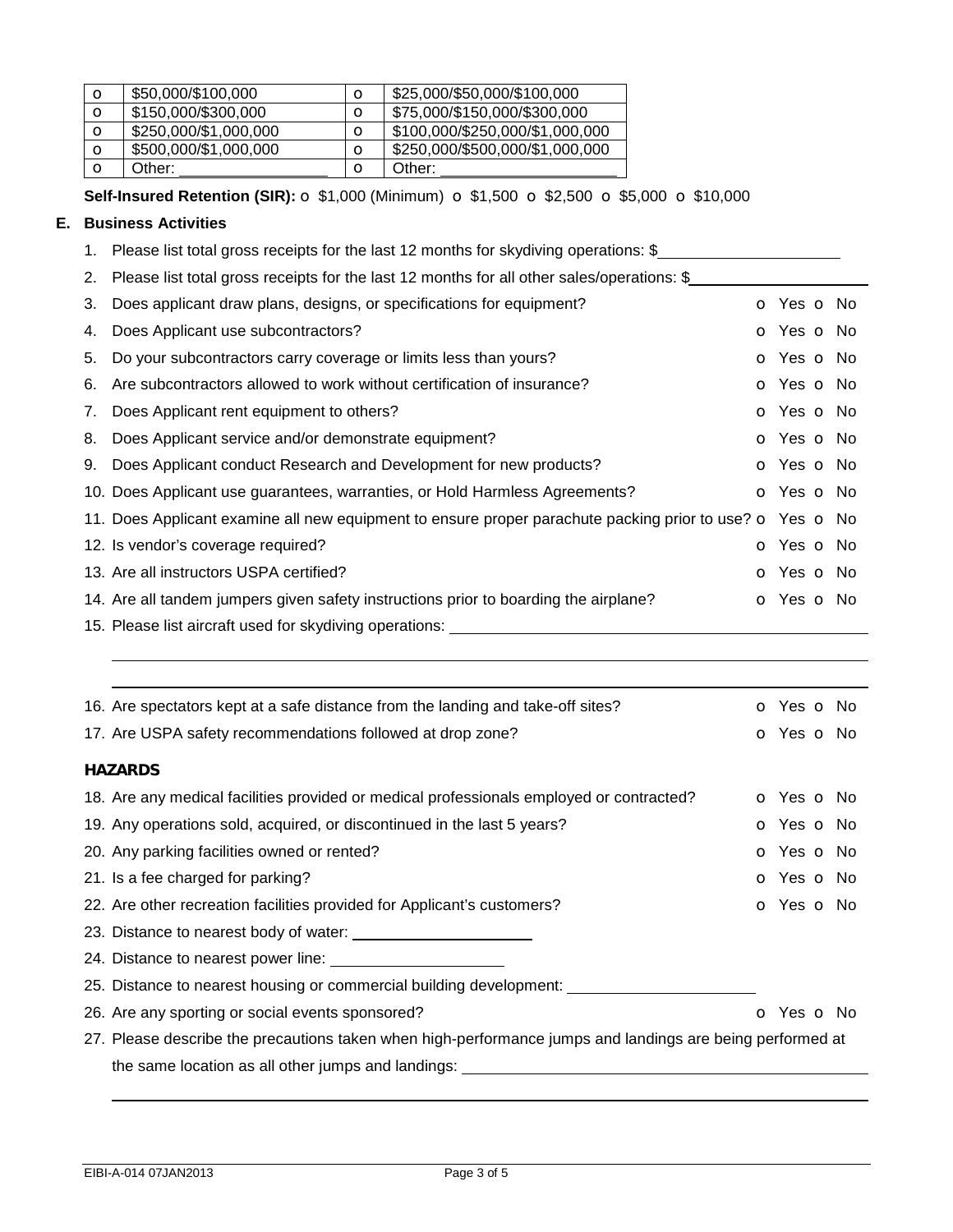| o | $50,000/$100,000 | o | $25,000/$50,000/$100,000 |
|---|---|---|---|
| o | $150,000/$300,000 | o | $75,000/$150,000/$300,000 |
| o | $250,000/$1,000,000 | o | $100,000/$250,000/$1,000,000 |
| o | $500,000/$1,000,000 | o | $250,000/$500,000/$1,000,000 |
| o | Other: ______________ | o | Other: ________________ |

**Self-Insured Retention (SIR):** o $1,000 (Minimum) o $1,500 o $2,500 o $5,000 o $10,000

## E. Business Activities

1. Please list total gross receipts for the last 12 months for skydiving operations: $____________________
2. Please list total gross receipts for the last 12 months for all other sales/operations: $____________________
3. Does applicant draw plans, designs, or specifications for equipment? o Yes o No
4. Does Applicant use subcontractors? o Yes o No
5. Do your subcontractors carry coverage or limits less than yours? o Yes o No
6. Are subcontractors allowed to work without certification of insurance? o Yes o No
7. Does Applicant rent equipment to others? o Yes o No
8. Does Applicant service and/or demonstrate equipment? o Yes o No
9. Does Applicant conduct Research and Development for new products? o Yes o No
10. Does Applicant use guarantees, warranties, or Hold Harmless Agreements? o Yes o No
11. Does Applicant examine all new equipment to ensure proper parachute packing prior to use? o Yes o No
12. Is vendor's coverage required? o Yes o No
13. Are all instructors USPA certified? o Yes o No
14. Are all tandem jumpers given safety instructions prior to boarding the airplane? o Yes o No
15. Please list aircraft used for skydiving operations: ________________________________________

    ________________________________________

    ________________________________________
16. Are spectators kept at a safe distance from the landing and take-off sites? o Yes o No
17. Are USPA safety recommendations followed at drop zone? o Yes o No

**HAZARDS**

18. Are any medical facilities provided or medical professionals employed or contracted? o Yes o No
19. Any operations sold, acquired, or discontinued in the last 5 years? o Yes o No
20. Any parking facilities owned or rented? o Yes o No
21. Is a fee charged for parking? o Yes o No
22. Are other recreation facilities provided for Applicant's customers? o Yes o No
23. Distance to nearest body of water: ____________________
24. Distance to nearest power line: ____________________
25. Distance to nearest housing or commercial building development: ____________________
26. Are any sporting or social events sponsored? o Yes o No
27. Please describe the precautions taken when high-performance jumps and landings are being performed at the same location as all other jumps and landings: ________________________________________

    ________________________________________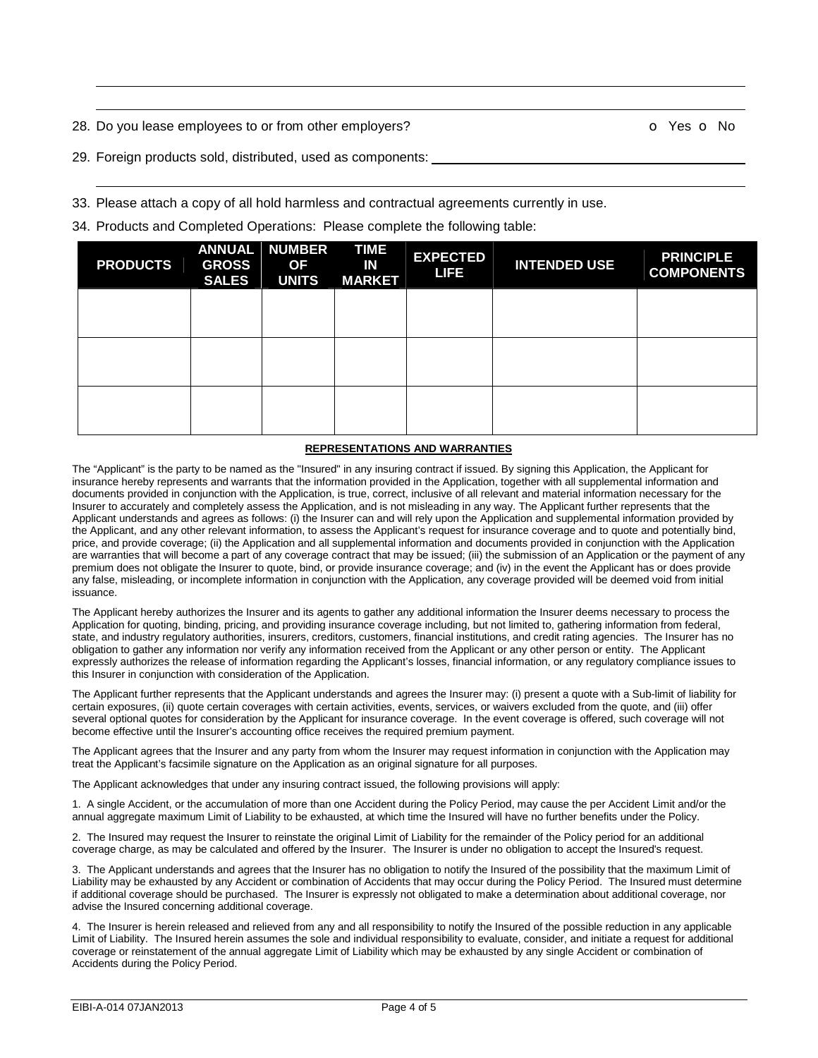28. Do you lease employees to or from other employers? o Yes o No

29. Foreign products sold, distributed, used as components: ______________________________

33. Please attach a copy of all hold harmless and contractual agreements currently in use.

34. Products and Completed Operations: Please complete the following table:

| PRODUCTS | ANNUAL GROSS SALES | NUMBER OF UNITS | TIME IN MARKET | EXPECTED LIFE | INTENDED USE | PRINCIPLE COMPONENTS |
|---|---|---|---|---|---|---|
| | | | | | | |
| | | | | | | |
| | | | | | | |

**REPRESENTATIONS AND WARRANTIES**

The "Applicant" is the party to be named as the "Insured" in any insuring contract if issued. By signing this Application, the Applicant for insurance hereby represents and warrants that the information provided in the Application, together with all supplemental information and documents provided in conjunction with the Application, is true, correct, inclusive of all relevant and material information necessary for the Insurer to accurately and completely assess the Application, and is not misleading in any way. The Applicant further represents that the Applicant understands and agrees as follows: (i) the Insurer can and will rely upon the Application and supplemental information provided by the Applicant, and any other relevant information, to assess the Applicant's request for insurance coverage and to quote and potentially bind, price, and provide coverage; (ii) the Application and all supplemental information and documents provided in conjunction with the Application are warranties that will become a part of any coverage contract that may be issued; (iii) the submission of an Application or the payment of any premium does not obligate the Insurer to quote, bind, or provide insurance coverage; and (iv) in the event the Applicant has or does provide any false, misleading, or incomplete information in conjunction with the Application, any coverage provided will be deemed void from initial issuance.

The Applicant hereby authorizes the Insurer and its agents to gather any additional information the Insurer deems necessary to process the Application for quoting, binding, pricing, and providing insurance coverage including, but not limited to, gathering information from federal, state, and industry regulatory authorities, insurers, creditors, customers, financial institutions, and credit rating agencies. The Insurer has no obligation to gather any information nor verify any information received from the Applicant or any other person or entity. The Applicant expressly authorizes the release of information regarding the Applicant's losses, financial information, or any regulatory compliance issues to this Insurer in conjunction with consideration of the Application.

The Applicant further represents that the Applicant understands and agrees the Insurer may: (i) present a quote with a Sub-limit of liability for certain exposures, (ii) quote certain coverages with certain activities, events, services, or waivers excluded from the quote, and (iii) offer several optional quotes for consideration by the Applicant for insurance coverage. In the event coverage is offered, such coverage will not become effective until the Insurer's accounting office receives the required premium payment.

The Applicant agrees that the Insurer and any party from whom the Insurer may request information in conjunction with the Application may treat the Applicant's facsimile signature on the Application as an original signature for all purposes.

The Applicant acknowledges that under any insuring contract issued, the following provisions will apply:

1. A single Accident, or the accumulation of more than one Accident during the Policy Period, may cause the per Accident Limit and/or the annual aggregate maximum Limit of Liability to be exhausted, at which time the Insured will have no further benefits under the Policy.

2. The Insured may request the Insurer to reinstate the original Limit of Liability for the remainder of the Policy period for an additional coverage charge, as may be calculated and offered by the Insurer. The Insurer is under no obligation to accept the Insured's request.

3. The Applicant understands and agrees that the Insurer has no obligation to notify the Insured of the possibility that the maximum Limit of Liability may be exhausted by any Accident or combination of Accidents that may occur during the Policy Period. The Insured must determine if additional coverage should be purchased. The Insurer is expressly not obligated to make a determination about additional coverage, nor advise the Insured concerning additional coverage.

4. The Insurer is herein released and relieved from any and all responsibility to notify the Insured of the possible reduction in any applicable Limit of Liability. The Insured herein assumes the sole and individual responsibility to evaluate, consider, and initiate a request for additional coverage or reinstatement of the annual aggregate Limit of Liability which may be exhausted by any single Accident or combination of Accidents during the Policy Period.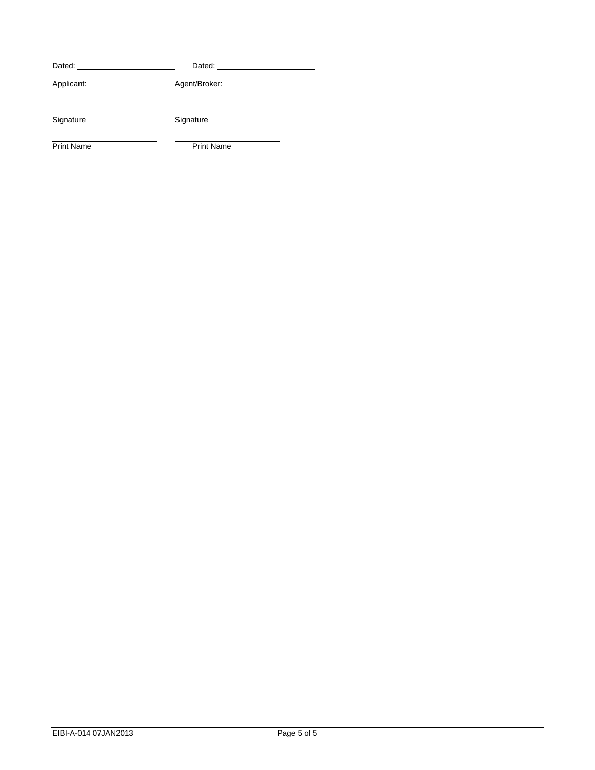Dated: ______________________ Dated: ______________________

Applicant: Agent/Broker:

______________________ ______________________
Signature Signature

______________________ ______________________
Print Name Print Name

EIBI-A-014 07JAN2013